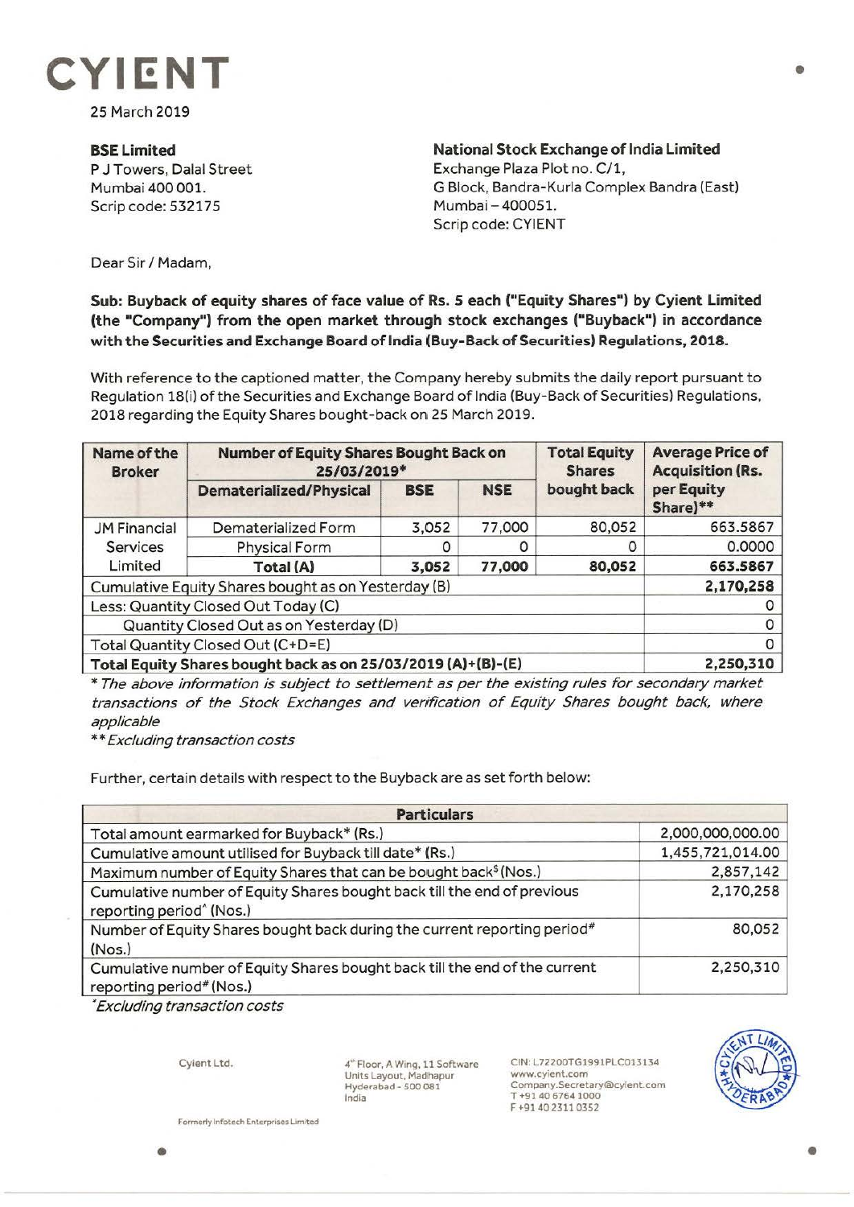# CYIENT

25 March 2019

**BSE Limited**
P J Towers, Dalal Street
Mumbai 400 001.
Scrip code: 532175

**National Stock Exchange of India Limited**
Exchange Plaza Plot no. C/1,
G Block, Bandra-Kurla Complex Bandra (East)
Mumbai – 400051.
Scrip code: CYIENT

Dear Sir / Madam,

**Sub: Buyback of equity shares of face value of Rs. 5 each ("Equity Shares") by Cyient Limited (the "Company") from the open market through stock exchanges ("Buyback") in accordance with the Securities and Exchange Board of India (Buy-Back of Securities) Regulations, 2018.**

With reference to the captioned matter, the Company hereby submits the daily report pursuant to Regulation 18(i) of the Securities and Exchange Board of India (Buy-Back of Securities) Regulations, 2018 regarding the Equity Shares bought-back on 25 March 2019.

| Name of the Broker | Number of Equity Shares Bought Back on 25/03/2019* | | | Total Equity Shares bought back | Average Price of Acquisition (Rs. per Equity Share)** |
|---|---|---|---|---|---|
| | Dematerialized/Physical | BSE | NSE | | |
| JM Financial Services Limited | Dematerialized Form | 3,052 | 77,000 | 80,052 | 663.5867 |
| | Physical Form | 0 | 0 | 0 | 0.0000 |
| | **Total (A)** | **3,052** | **77,000** | **80,052** | **663.5867** |
| Cumulative Equity Shares bought as on Yesterday (B) | | | | | **2,170,258** |
| Less: Quantity Closed Out Today (C) | | | | | 0 |
| Quantity Closed Out as on Yesterday (D) | | | | | 0 |
| Total Quantity Closed Out (C+D=E) | | | | | 0 |
| **Total Equity Shares bought back as on 25/03/2019 (A)+(B)-(E)** | | | | | **2,250,310** |

*\* The above information is subject to settlement as per the existing rules for secondary market transactions of the Stock Exchanges and verification of Equity Shares bought back, where applicable*

*\*\* Excluding transaction costs*

Further, certain details with respect to the Buyback are as set forth below:

| Particulars | |
|---|---|
| Total amount earmarked for Buyback* (Rs.) | 2,000,000,000.00 |
| Cumulative amount utilised for Buyback till date* (Rs.) | 1,455,721,014.00 |
| Maximum number of Equity Shares that can be bought back$ (Nos.) | 2,857,142 |
| Cumulative number of Equity Shares bought back till the end of previous reporting period^ (Nos.) | 2,170,258 |
| Number of Equity Shares bought back during the current reporting period# (Nos.) | 80,052 |
| Cumulative number of Equity Shares bought back till the end of the current reporting period# (Nos.) | 2,250,310 |

*\*Excluding transaction costs*

Cyient Ltd.

4th Floor, A Wing, 11 Software Units Layout, Madhapur
Hyderabad - 500 081
India

CIN: L72200TG1991PLC013134
www.cyient.com
Company.Secretary@cyient.com
T +91 40 6764 1000
F +91 40 2311 0352

Formerly Infotech Enterprises Limited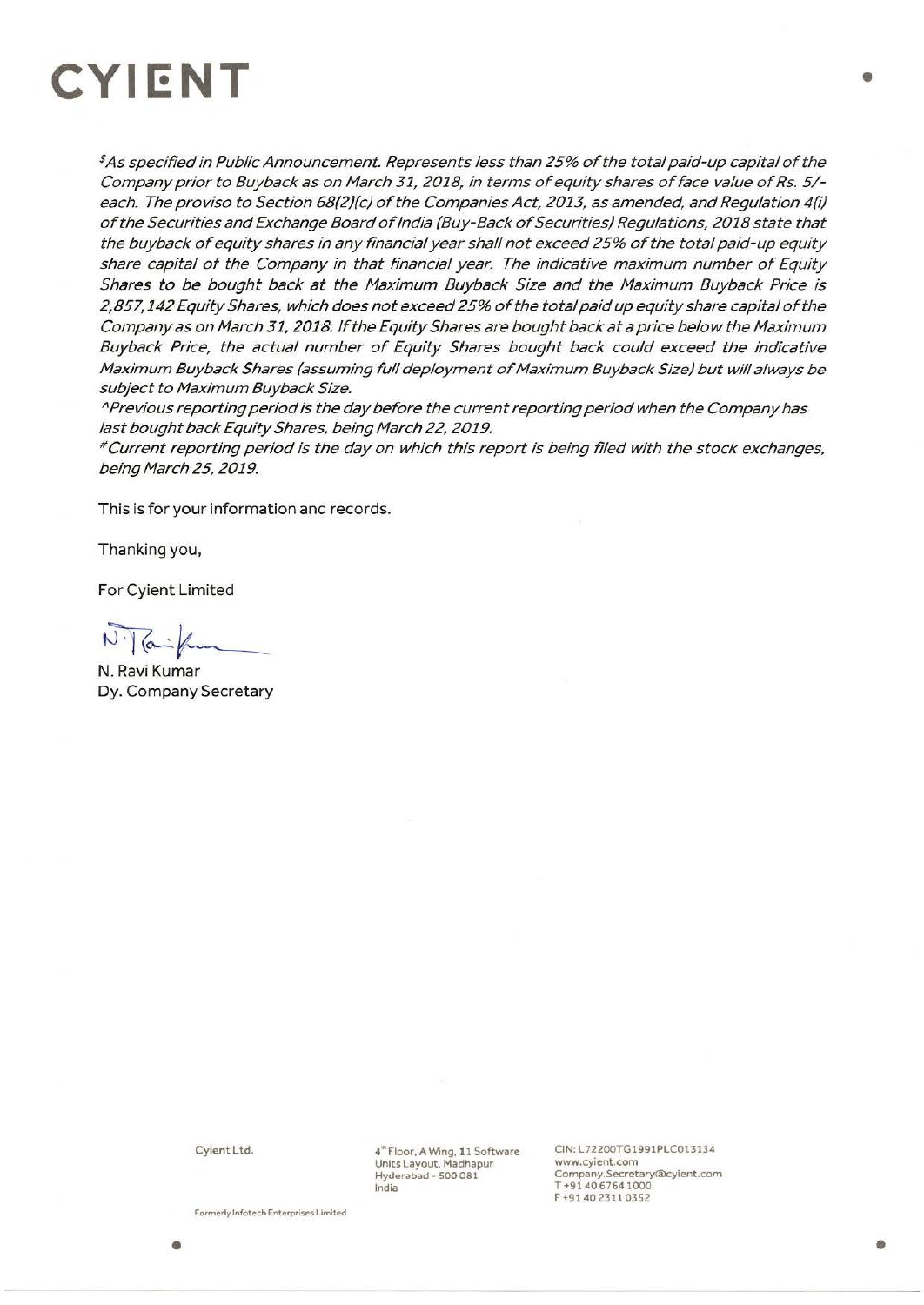# CYIENT

*$As specified in Public Announcement. Represents less than 25% of the total paid-up capital of the Company prior to Buyback as on March 31, 2018, in terms of equity shares of face value of Rs. 5/- each. The proviso to Section 68(2)(c) of the Companies Act, 2013, as amended, and Regulation 4(i) of the Securities and Exchange Board of India (Buy-Back of Securities) Regulations, 2018 state that the buyback of equity shares in any financial year shall not exceed 25% of the total paid-up equity share capital of the Company in that financial year. The indicative maximum number of Equity Shares to be bought back at the Maximum Buyback Size and the Maximum Buyback Price is 2,857,142 Equity Shares, which does not exceed 25% of the total paid up equity share capital of the Company as on March 31, 2018. If the Equity Shares are bought back at a price below the Maximum Buyback Price, the actual number of Equity Shares bought back could exceed the indicative Maximum Buyback Shares (assuming full deployment of Maximum Buyback Size) but will always be subject to Maximum Buyback Size.*

*^Previous reporting period is the day before the current reporting period when the Company has last bought back Equity Shares, being March 22, 2019.*

*#Current reporting period is the day on which this report is being filed with the stock exchanges, being March 25, 2019.*

This is for your information and records.

Thanking you,

For Cyient Limited

N. Ravi Kumar
Dy. Company Secretary

Cyient Ltd.

4th Floor, A Wing, 11 Software Units Layout, Madhapur
Hyderabad - 500 081
India

CIN: L72200TG1991PLC013134
www.cyient.com
Company.Secretary@cyient.com
T +91 40 6764 1000
F +91 40 2311 0352

Formerly Infotech Enterprises Limited